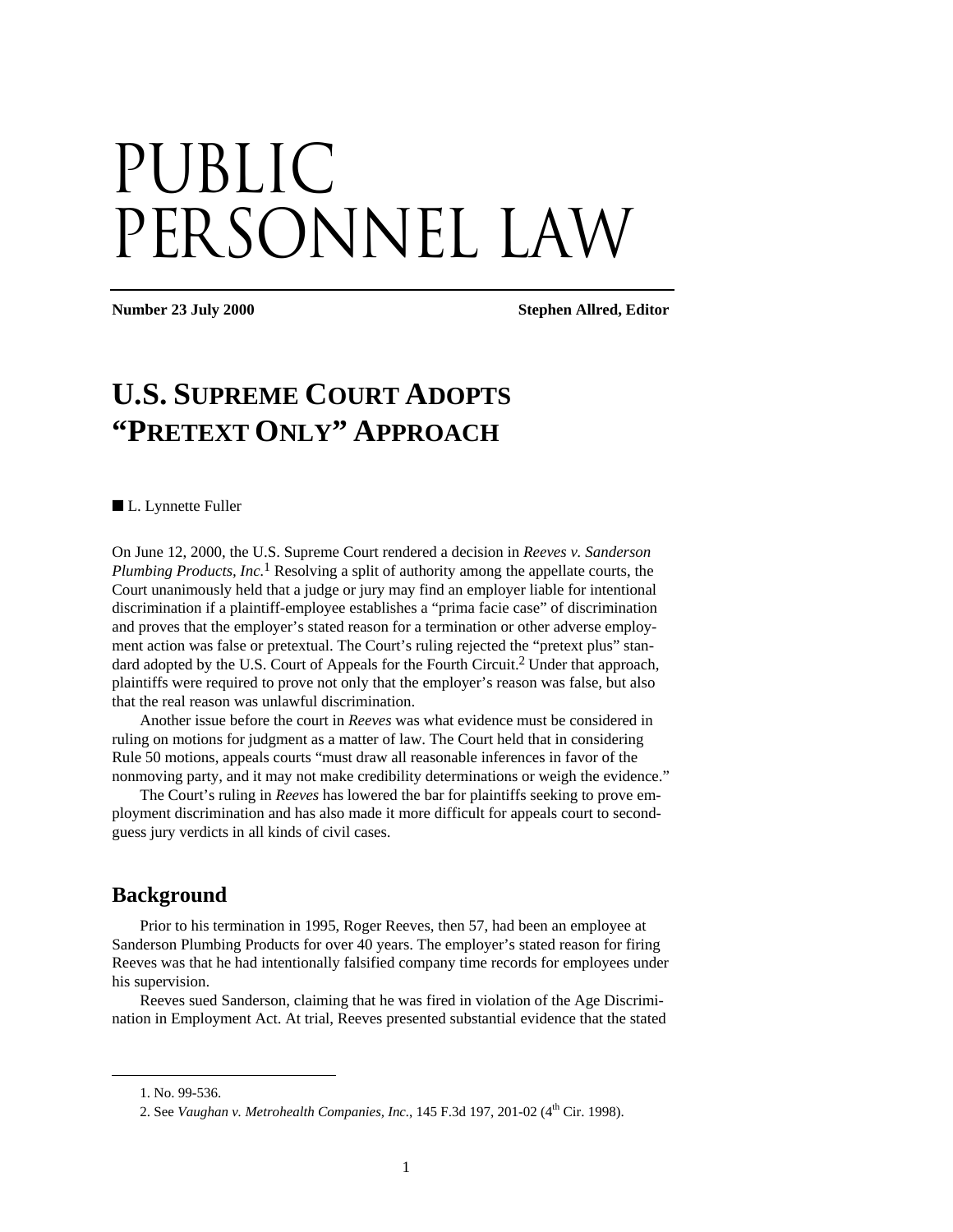# PUBLIC PERSONNEL LAW

**Number 23 July 2000** **Stephen Allred, Editor**

# U.S. SUPREME COURT ADOPTS "PRETEXT ONLY" APPROACH

■ L. Lynnette Fuller

On June 12, 2000, the U.S. Supreme Court rendered a decision in *Reeves v. Sanderson Plumbing Products, Inc.*[1] Resolving a split of authority among the appellate courts, the Court unanimously held that a judge or jury may find an employer liable for intentional discrimination if a plaintiff-employee establishes a "prima facie case" of discrimination and proves that the employer's stated reason for a termination or other adverse employment action was false or pretextual. The Court's ruling rejected the "pretext plus" standard adopted by the U.S. Court of Appeals for the Fourth Circuit.[2] Under that approach, plaintiffs were required to prove not only that the employer's reason was false, but also that the real reason was unlawful discrimination.

Another issue before the court in *Reeves* was what evidence must be considered in ruling on motions for judgment as a matter of law. The Court held that in considering Rule 50 motions, appeals courts "must draw all reasonable inferences in favor of the nonmoving party, and it may not make credibility determinations or weigh the evidence."

The Court's ruling in *Reeves* has lowered the bar for plaintiffs seeking to prove employment discrimination and has also made it more difficult for appeals court to second-guess jury verdicts in all kinds of civil cases.

## Background

Prior to his termination in 1995, Roger Reeves, then 57, had been an employee at Sanderson Plumbing Products for over 40 years. The employer's stated reason for firing Reeves was that he had intentionally falsified company time records for employees under his supervision.

Reeves sued Sanderson, claiming that he was fired in violation of the Age Discrimination in Employment Act. At trial, Reeves presented substantial evidence that the stated

---

1. No. 99-536.

2. See *Vaughan v. Metrohealth Companies, Inc.*, 145 F.3d 197, 201-02 (4th Cir. 1998).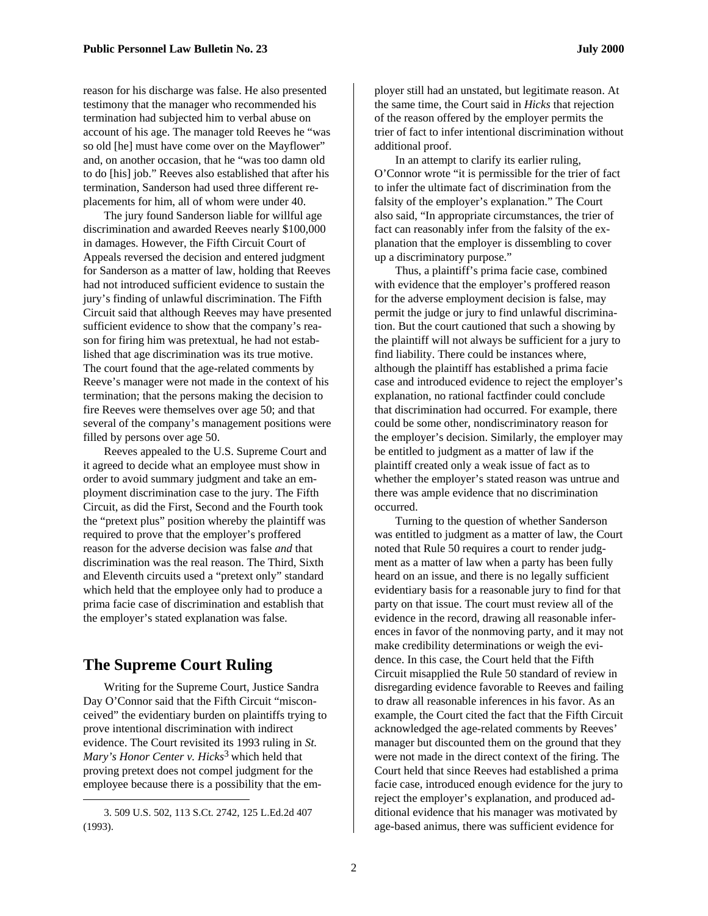reason for his discharge was false. He also presented testimony that the manager who recommended his termination had subjected him to verbal abuse on account of his age. The manager told Reeves he "was so old [he] must have come over on the Mayflower" and, on another occasion, that he "was too damn old to do [his] job." Reeves also established that after his termination, Sanderson had used three different replacements for him, all of whom were under 40.

The jury found Sanderson liable for willful age discrimination and awarded Reeves nearly $100,000 in damages. However, the Fifth Circuit Court of Appeals reversed the decision and entered judgment for Sanderson as a matter of law, holding that Reeves had not introduced sufficient evidence to sustain the jury's finding of unlawful discrimination. The Fifth Circuit said that although Reeves may have presented sufficient evidence to show that the company's reason for firing him was pretextual, he had not established that age discrimination was its true motive. The court found that the age-related comments by Reeve's manager were not made in the context of his termination; that the persons making the decision to fire Reeves were themselves over age 50; and that several of the company's management positions were filled by persons over age 50.

Reeves appealed to the U.S. Supreme Court and it agreed to decide what an employee must show in order to avoid summary judgment and take an employment discrimination case to the jury. The Fifth Circuit, as did the First, Second and the Fourth took the "pretext plus" position whereby the plaintiff was required to prove that the employer's proffered reason for the adverse decision was false *and* that discrimination was the real reason. The Third, Sixth and Eleventh circuits used a "pretext only" standard which held that the employee only had to produce a prima facie case of discrimination and establish that the employer's stated explanation was false.

## The Supreme Court Ruling

Writing for the Supreme Court, Justice Sandra Day O'Connor said that the Fifth Circuit "misconceived" the evidentiary burden on plaintiffs trying to prove intentional discrimination with indirect evidence. The Court revisited its 1993 ruling in *St. Mary's Honor Center v. Hicks*[3] which held that proving pretext does not compel judgment for the employee because there is a possibility that the employer still had an unstated, but legitimate reason. At the same time, the Court said in *Hicks* that rejection of the reason offered by the employer permits the trier of fact to infer intentional discrimination without additional proof.

In an attempt to clarify its earlier ruling, O'Connor wrote "it is permissible for the trier of fact to infer the ultimate fact of discrimination from the falsity of the employer's explanation." The Court also said, "In appropriate circumstances, the trier of fact can reasonably infer from the falsity of the explanation that the employer is dissembling to cover up a discriminatory purpose."

Thus, a plaintiff's prima facie case, combined with evidence that the employer's proffered reason for the adverse employment decision is false, may permit the judge or jury to find unlawful discrimination. But the court cautioned that such a showing by the plaintiff will not always be sufficient for a jury to find liability. There could be instances where, although the plaintiff has established a prima facie case and introduced evidence to reject the employer's explanation, no rational factfinder could conclude that discrimination had occurred. For example, there could be some other, nondiscriminatory reason for the employer's decision. Similarly, the employer may be entitled to judgment as a matter of law if the plaintiff created only a weak issue of fact as to whether the employer's stated reason was untrue and there was ample evidence that no discrimination occurred.

Turning to the question of whether Sanderson was entitled to judgment as a matter of law, the Court noted that Rule 50 requires a court to render judgment as a matter of law when a party has been fully heard on an issue, and there is no legally sufficient evidentiary basis for a reasonable jury to find for that party on that issue. The court must review all of the evidence in the record, drawing all reasonable inferences in favor of the nonmoving party, and it may not make credibility determinations or weigh the evidence. In this case, the Court held that the Fifth Circuit misapplied the Rule 50 standard of review in disregarding evidence favorable to Reeves and failing to draw all reasonable inferences in his favor. As an example, the Court cited the fact that the Fifth Circuit acknowledged the age-related comments by Reeves' manager but discounted them on the ground that they were not made in the direct context of the firing. The Court held that since Reeves had established a prima facie case, introduced enough evidence for the jury to reject the employer's explanation, and produced additional evidence that his manager was motivated by age-based animus, there was sufficient evidence for

3. 509 U.S. 502, 113 S.Ct. 2742, 125 L.Ed.2d 407 (1993).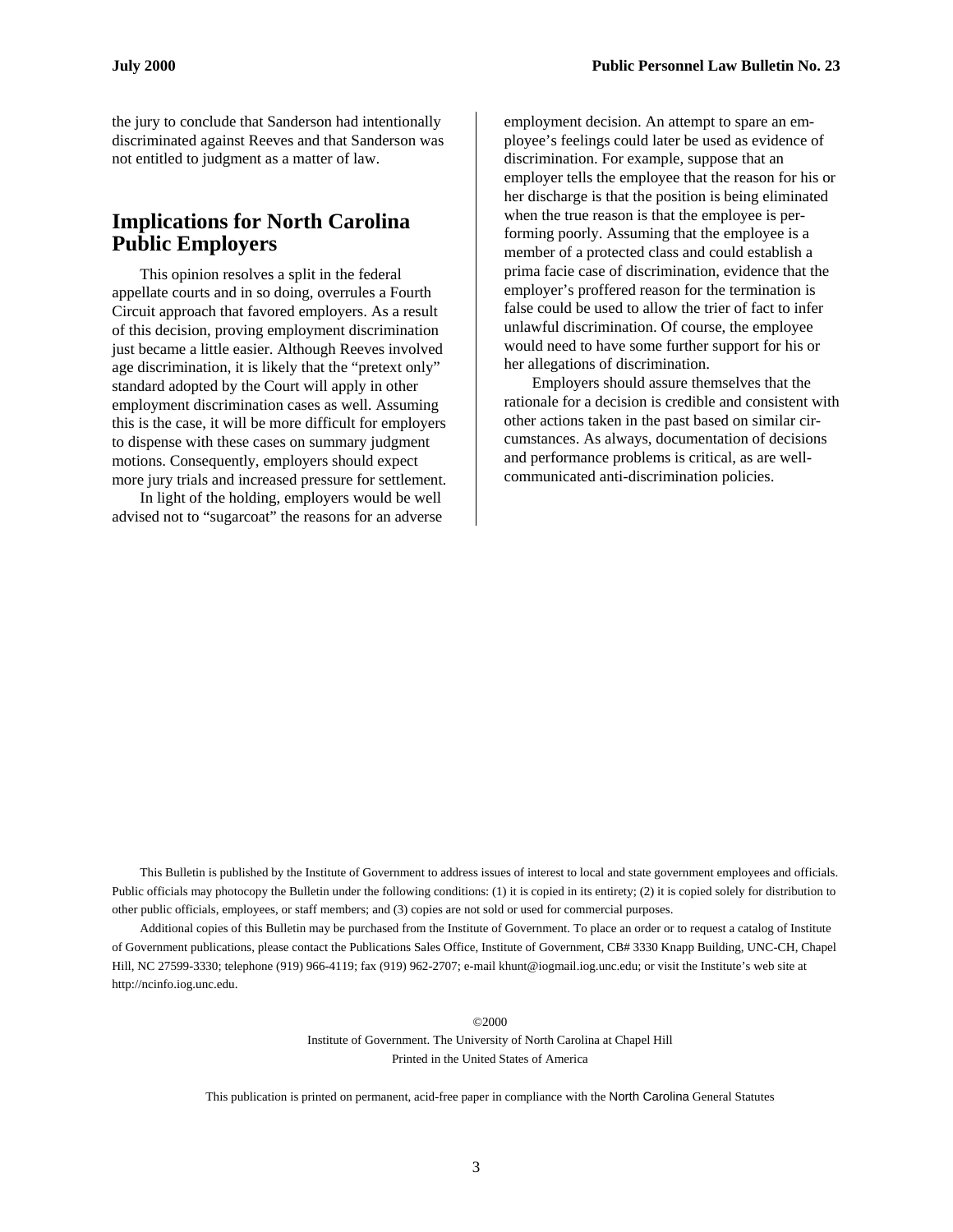the jury to conclude that Sanderson had intentionally discriminated against Reeves and that Sanderson was not entitled to judgment as a matter of law.

## Implications for North Carolina Public Employers

This opinion resolves a split in the federal appellate courts and in so doing, overrules a Fourth Circuit approach that favored employers. As a result of this decision, proving employment discrimination just became a little easier. Although Reeves involved age discrimination, it is likely that the "pretext only" standard adopted by the Court will apply in other employment discrimination cases as well. Assuming this is the case, it will be more difficult for employers to dispense with these cases on summary judgment motions. Consequently, employers should expect more jury trials and increased pressure for settlement.

In light of the holding, employers would be well advised not to "sugarcoat" the reasons for an adverse employment decision. An attempt to spare an employee's feelings could later be used as evidence of discrimination. For example, suppose that an employer tells the employee that the reason for his or her discharge is that the position is being eliminated when the true reason is that the employee is performing poorly. Assuming that the employee is a member of a protected class and could establish a prima facie case of discrimination, evidence that the employer's proffered reason for the termination is false could be used to allow the trier of fact to infer unlawful discrimination. Of course, the employee would need to have some further support for his or her allegations of discrimination.

Employers should assure themselves that the rationale for a decision is credible and consistent with other actions taken in the past based on similar circumstances. As always, documentation of decisions and performance problems is critical, as are well-communicated anti-discrimination policies.

This Bulletin is published by the Institute of Government to address issues of interest to local and state government employees and officials. Public officials may photocopy the Bulletin under the following conditions: (1) it is copied in its entirety; (2) it is copied solely for distribution to other public officials, employees, or staff members; and (3) copies are not sold or used for commercial purposes.

Additional copies of this Bulletin may be purchased from the Institute of Government. To place an order or to request a catalog of Institute of Government publications, please contact the Publications Sales Office, Institute of Government, CB# 3330 Knapp Building, UNC-CH, Chapel Hill, NC 27599-3330; telephone (919) 966-4119; fax (919) 962-2707; e-mail khunt@iogmail.iog.unc.edu; or visit the Institute's web site at http://ncinfo.iog.unc.edu.

©2000
Institute of Government. The University of North Carolina at Chapel Hill
Printed in the United States of America

This publication is printed on permanent, acid-free paper in compliance with the North Carolina General Statutes